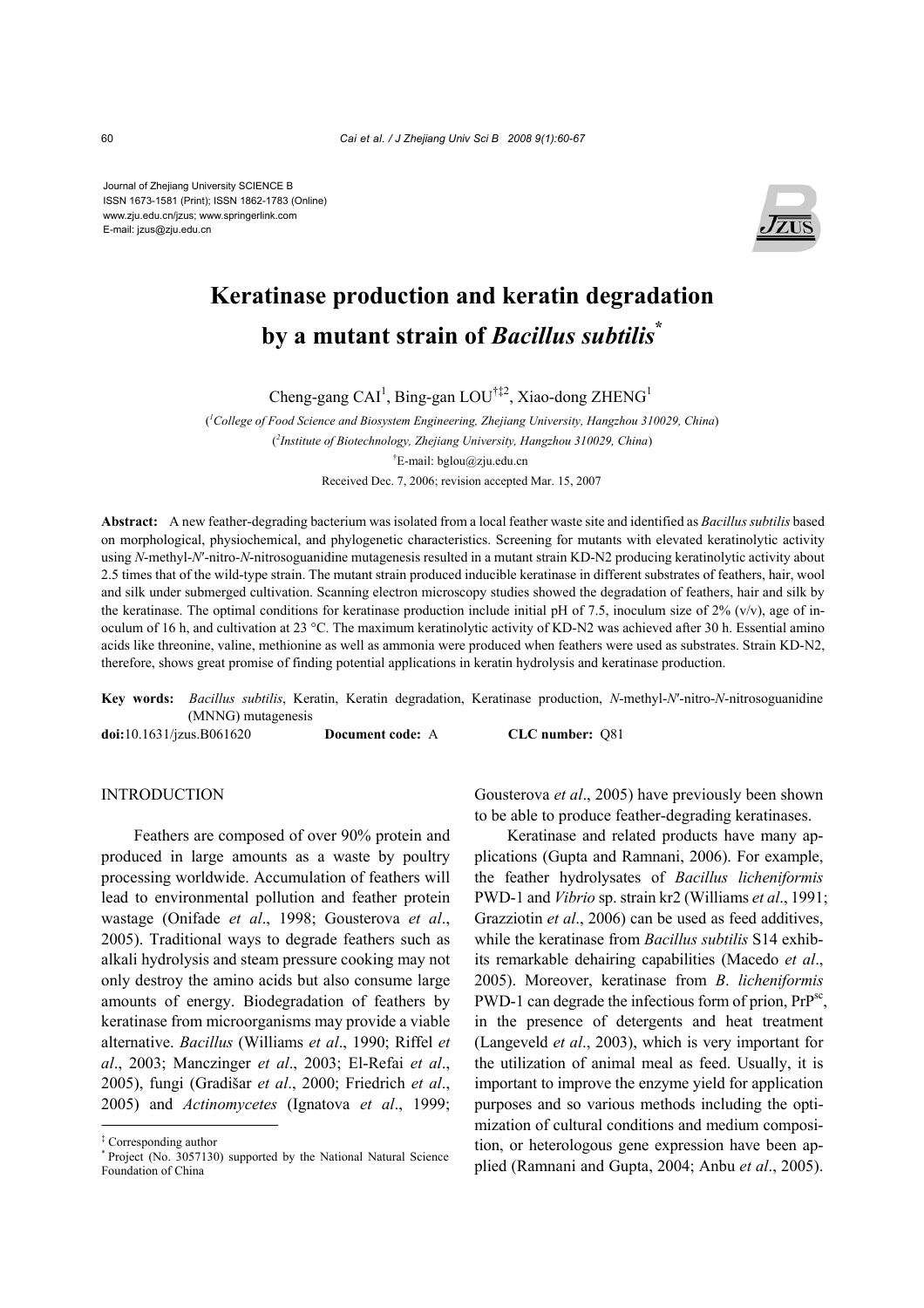Journal of Zhejiang University SCIENCE B
ISSN 1673-1581 (Print); ISSN 1862-1783 (Online)
www.zju.edu.cn/jzus; www.springerlink.com
E-mail: jzus@zju.edu.cn

# Keratinase production and keratin degradation by a mutant strain of *Bacillus subtilis*[*]

Cheng-gang CAI[1], Bing-gan LOU[†‡2], Xiao-dong ZHENG[1]

([1]*College of Food Science and Biosystem Engineering, Zhejiang University, Hangzhou 310029, China*)

([2]*Institute of Biotechnology, Zhejiang University, Hangzhou 310029, China*)

[†]E-mail: bglou@zju.edu.cn

Received Dec. 7, 2006; revision accepted Mar. 15, 2007

**Abstract:** A new feather-degrading bacterium was isolated from a local feather waste site and identified as *Bacillus subtilis* based on morphological, physiochemical, and phylogenetic characteristics. Screening for mutants with elevated keratinolytic activity using *N*-methyl-*N*′-nitro-*N*-nitrosoguanidine mutagenesis resulted in a mutant strain KD-N2 producing keratinolytic activity about 2.5 times that of the wild-type strain. The mutant strain produced inducible keratinase in different substrates of feathers, hair, wool and silk under submerged cultivation. Scanning electron microscopy studies showed the degradation of feathers, hair and silk by the keratinase. The optimal conditions for keratinase production include initial pH of 7.5, inoculum size of 2% (v/v), age of inoculum of 16 h, and cultivation at 23 °C. The maximum keratinolytic activity of KD-N2 was achieved after 30 h. Essential amino acids like threonine, valine, methionine as well as ammonia were produced when feathers were used as substrates. Strain KD-N2, therefore, shows great promise of finding potential applications in keratin hydrolysis and keratinase production.

**Key words:** *Bacillus subtilis*, Keratin, Keratin degradation, Keratinase production, *N*-methyl-*N*′-nitro-*N*-nitrosoguanidine (MNNG) mutagenesis

**doi:**10.1631/jzus.B061620 **Document code:** A **CLC number:** Q81

## INTRODUCTION

Feathers are composed of over 90% protein and produced in large amounts as a waste by poultry processing worldwide. Accumulation of feathers will lead to environmental pollution and feather protein wastage (Onifade *et al*., 1998; Gousterova *et al*., 2005). Traditional ways to degrade feathers such as alkali hydrolysis and steam pressure cooking may not only destroy the amino acids but also consume large amounts of energy. Biodegradation of feathers by keratinase from microorganisms may provide a viable alternative. *Bacillus* (Williams *et al*., 1990; Riffel *et al*., 2003; Manczinger *et al*., 2003; El-Refai *et al*., 2005), fungi (Gradišar *et al*., 2000; Friedrich *et al*., 2005) and *Actinomycetes* (Ignatova *et al*., 1999; Gousterova *et al*., 2005) have previously been shown to be able to produce feather-degrading keratinases.

Keratinase and related products have many applications (Gupta and Ramnani, 2006). For example, the feather hydrolysates of *Bacillus licheniformis* PWD-1 and *Vibrio* sp. strain kr2 (Williams *et al*., 1991; Grazziotin *et al*., 2006) can be used as feed additives, while the keratinase from *Bacillus subtilis* S14 exhibits remarkable dehairing capabilities (Macedo *et al*., 2005). Moreover, keratinase from *B*. *licheniformis* PWD-1 can degrade the infectious form of prion, $PrP^{sc}$, in the presence of detergents and heat treatment (Langeveld *et al*., 2003), which is very important for the utilization of animal meal as feed. Usually, it is important to improve the enzyme yield for application purposes and so various methods including the optimization of cultural conditions and medium composition, or heterologous gene expression have been applied (Ramnani and Gupta, 2004; Anbu *et al*., 2005).

---

[‡] Corresponding author

[*] Project (No. 3057130) supported by the National Natural Science Foundation of China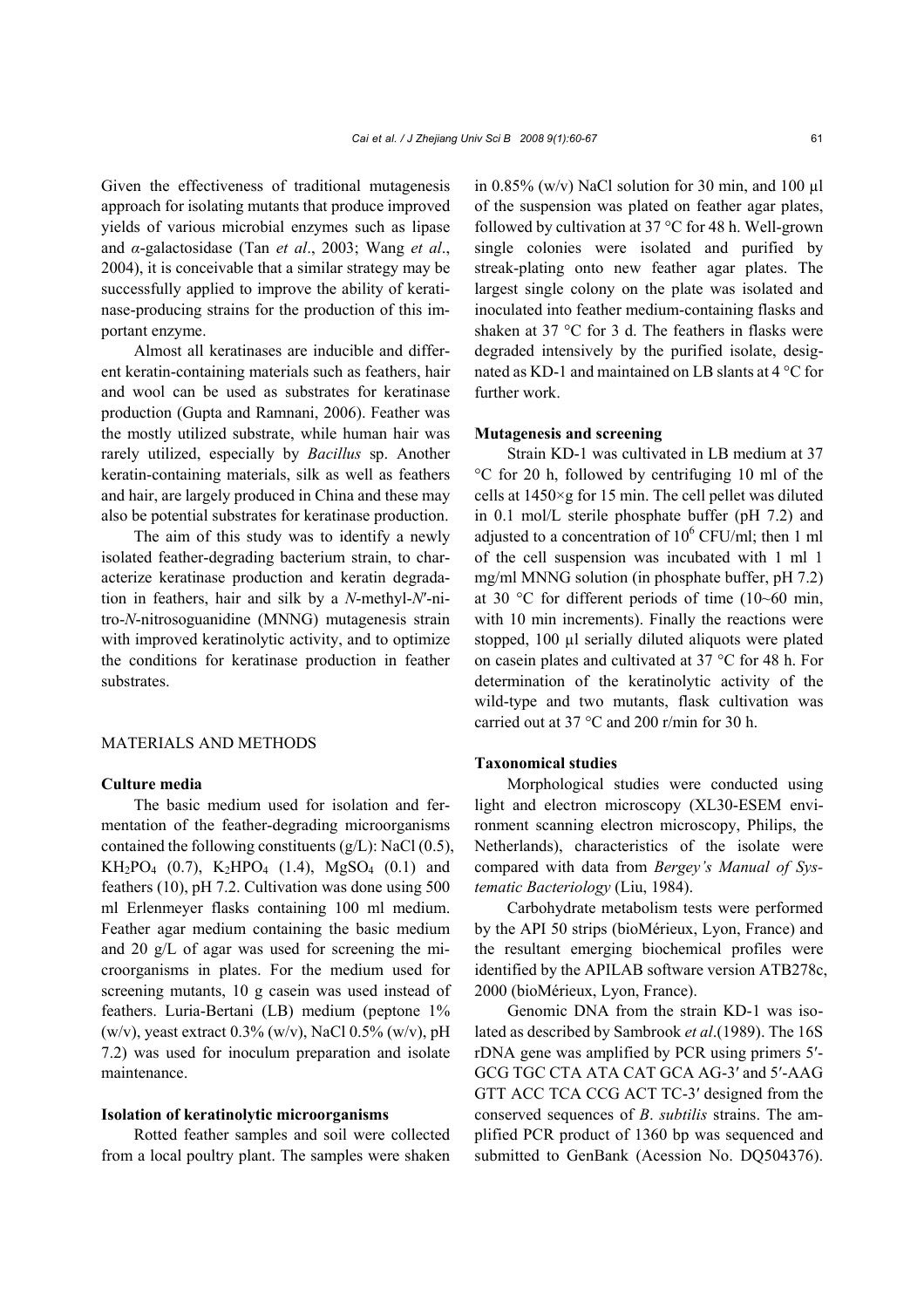Given the effectiveness of traditional mutagenesis approach for isolating mutants that produce improved yields of various microbial enzymes such as lipase and *α*-galactosidase (Tan *et al*., 2003; Wang *et al*., 2004), it is conceivable that a similar strategy may be successfully applied to improve the ability of keratinase-producing strains for the production of this important enzyme.

Almost all keratinases are inducible and different keratin-containing materials such as feathers, hair and wool can be used as substrates for keratinase production (Gupta and Ramnani, 2006). Feather was the mostly utilized substrate, while human hair was rarely utilized, especially by *Bacillus* sp. Another keratin-containing materials, silk as well as feathers and hair, are largely produced in China and these may also be potential substrates for keratinase production.

The aim of this study was to identify a newly isolated feather-degrading bacterium strain, to characterize keratinase production and keratin degradation in feathers, hair and silk by a *N*-methyl-*N*′-nitro-*N*-nitrosoguanidine (MNNG) mutagenesis strain with improved keratinolytic activity, and to optimize the conditions for keratinase production in feather substrates.

## MATERIALS AND METHODS

### Culture media

The basic medium used for isolation and fermentation of the feather-degrading microorganisms contained the following constituents (g/L): NaCl (0.5), $KH_2PO_4$ (0.7), $K_2HPO_4$ (1.4), $MgSO_4$ (0.1) and feathers (10), pH 7.2. Cultivation was done using 500 ml Erlenmeyer flasks containing 100 ml medium. Feather agar medium containing the basic medium and 20 g/L of agar was used for screening the microorganisms in plates. For the medium used for screening mutants, 10 g casein was used instead of feathers. Luria-Bertani (LB) medium (peptone 1% (w/v), yeast extract 0.3% (w/v), NaCl 0.5% (w/v), pH 7.2) was used for inoculum preparation and isolate maintenance.

### Isolation of keratinolytic microorganisms

Rotted feather samples and soil were collected from a local poultry plant. The samples were shaken in 0.85% (w/v) NaCl solution for 30 min, and 100 μl of the suspension was plated on feather agar plates, followed by cultivation at 37 °C for 48 h. Well-grown single colonies were isolated and purified by streak-plating onto new feather agar plates. The largest single colony on the plate was isolated and inoculated into feather medium-containing flasks and shaken at 37 °C for 3 d. The feathers in flasks were degraded intensively by the purified isolate, designated as KD-1 and maintained on LB slants at 4 °C for further work.

### Mutagenesis and screening

Strain KD-1 was cultivated in LB medium at 37 °C for 20 h, followed by centrifuging 10 ml of the cells at 1450×g for 15 min. The cell pellet was diluted in 0.1 mol/L sterile phosphate buffer (pH 7.2) and adjusted to a concentration of $10^6$ CFU/ml; then 1 ml of the cell suspension was incubated with 1 ml 1 mg/ml MNNG solution (in phosphate buffer, pH 7.2) at 30 °C for different periods of time (10~60 min, with 10 min increments). Finally the reactions were stopped, 100 μl serially diluted aliquots were plated on casein plates and cultivated at 37 °C for 48 h. For determination of the keratinolytic activity of the wild-type and two mutants, flask cultivation was carried out at 37 °C and 200 r/min for 30 h.

### Taxonomical studies

Morphological studies were conducted using light and electron microscopy (XL30-ESEM environment scanning electron microscopy, Philips, the Netherlands), characteristics of the isolate were compared with data from *Bergey's Manual of Systematic Bacteriology* (Liu, 1984).

Carbohydrate metabolism tests were performed by the API 50 strips (bioMérieux, Lyon, France) and the resultant emerging biochemical profiles were identified by the APILAB software version ATB278c, 2000 (bioMérieux, Lyon, France).

Genomic DNA from the strain KD-1 was isolated as described by Sambrook *et al*.(1989). The 16S rDNA gene was amplified by PCR using primers 5′-GCG TGC CTA ATA CAT GCA AG-3′ and 5′-AAG GTT ACC TCA CCG ACT TC-3′ designed from the conserved sequences of *B*. *subtilis* strains. The amplified PCR product of 1360 bp was sequenced and submitted to GenBank (Acession No. DQ504376).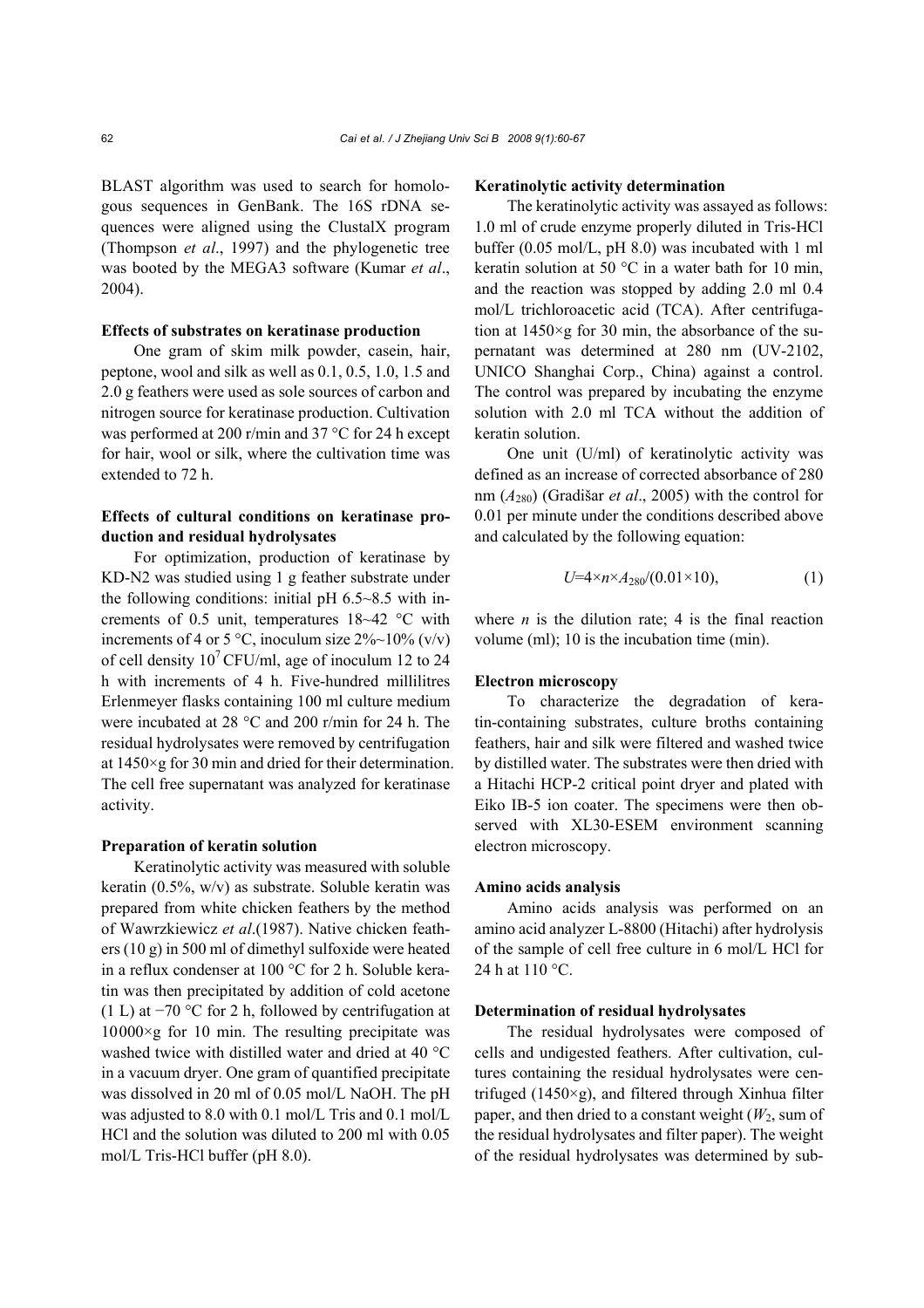BLAST algorithm was used to search for homologous sequences in GenBank. The 16S rDNA sequences were aligned using the ClustalX program (Thompson *et al*., 1997) and the phylogenetic tree was booted by the MEGA3 software (Kumar *et al*., 2004).

### Effects of substrates on keratinase production

One gram of skim milk powder, casein, hair, peptone, wool and silk as well as 0.1, 0.5, 1.0, 1.5 and 2.0 g feathers were used as sole sources of carbon and nitrogen source for keratinase production. Cultivation was performed at 200 r/min and 37 °C for 24 h except for hair, wool or silk, where the cultivation time was extended to 72 h.

### Effects of cultural conditions on keratinase production and residual hydrolysates

For optimization, production of keratinase by KD-N2 was studied using 1 g feather substrate under the following conditions: initial pH 6.5~8.5 with increments of 0.5 unit, temperatures 18~42 °C with increments of 4 or 5 °C, inoculum size 2%~10% (v/v) of cell density $10^7$ CFU/ml, age of inoculum 12 to 24 h with increments of 4 h. Five-hundred millilitres Erlenmeyer flasks containing 100 ml culture medium were incubated at 28 °C and 200 r/min for 24 h. The residual hydrolysates were removed by centrifugation at 1450×g for 30 min and dried for their determination. The cell free supernatant was analyzed for keratinase activity.

### Preparation of keratin solution

Keratinolytic activity was measured with soluble keratin (0.5%, w/v) as substrate. Soluble keratin was prepared from white chicken feathers by the method of Wawrzkiewicz *et al*.(1987). Native chicken feathers (10 g) in 500 ml of dimethyl sulfoxide were heated in a reflux condenser at 100 °C for 2 h. Soluble keratin was then precipitated by addition of cold acetone (1 L) at −70 °C for 2 h, followed by centrifugation at 10000×g for 10 min. The resulting precipitate was washed twice with distilled water and dried at 40 °C in a vacuum dryer. One gram of quantified precipitate was dissolved in 20 ml of 0.05 mol/L NaOH. The pH was adjusted to 8.0 with 0.1 mol/L Tris and 0.1 mol/L HCl and the solution was diluted to 200 ml with 0.05 mol/L Tris-HCl buffer (pH 8.0).

### Keratinolytic activity determination

The keratinolytic activity was assayed as follows: 1.0 ml of crude enzyme properly diluted in Tris-HCl buffer (0.05 mol/L, pH 8.0) was incubated with 1 ml keratin solution at 50 °C in a water bath for 10 min, and the reaction was stopped by adding 2.0 ml 0.4 mol/L trichloroacetic acid (TCA). After centrifugation at 1450×g for 30 min, the absorbance of the supernatant was determined at 280 nm (UV-2102, UNICO Shanghai Corp., China) against a control. The control was prepared by incubating the enzyme solution with 2.0 ml TCA without the addition of keratin solution.

One unit (U/ml) of keratinolytic activity was defined as an increase of corrected absorbance of 280 nm ($A_{280}$) (Gradišar *et al*., 2005) with the control for 0.01 per minute under the conditions described above and calculated by the following equation:

$$U=4\times n\times A_{280}/(0.01\times 10), \tag{1}$$

where $n$ is the dilution rate; 4 is the final reaction volume (ml); 10 is the incubation time (min).

### Electron microscopy

To characterize the degradation of keratin-containing substrates, culture broths containing feathers, hair and silk were filtered and washed twice by distilled water. The substrates were then dried with a Hitachi HCP-2 critical point dryer and plated with Eiko IB-5 ion coater. The specimens were then observed with XL30-ESEM environment scanning electron microscopy.

### Amino acids analysis

Amino acids analysis was performed on an amino acid analyzer L-8800 (Hitachi) after hydrolysis of the sample of cell free culture in 6 mol/L HCl for 24 h at 110 °C.

### Determination of residual hydrolysates

The residual hydrolysates were composed of cells and undigested feathers. After cultivation, cultures containing the residual hydrolysates were centrifuged (1450×g), and filtered through Xinhua filter paper, and then dried to a constant weight ($W_2$, sum of the residual hydrolysates and filter paper). The weight of the residual hydrolysates was determined by sub-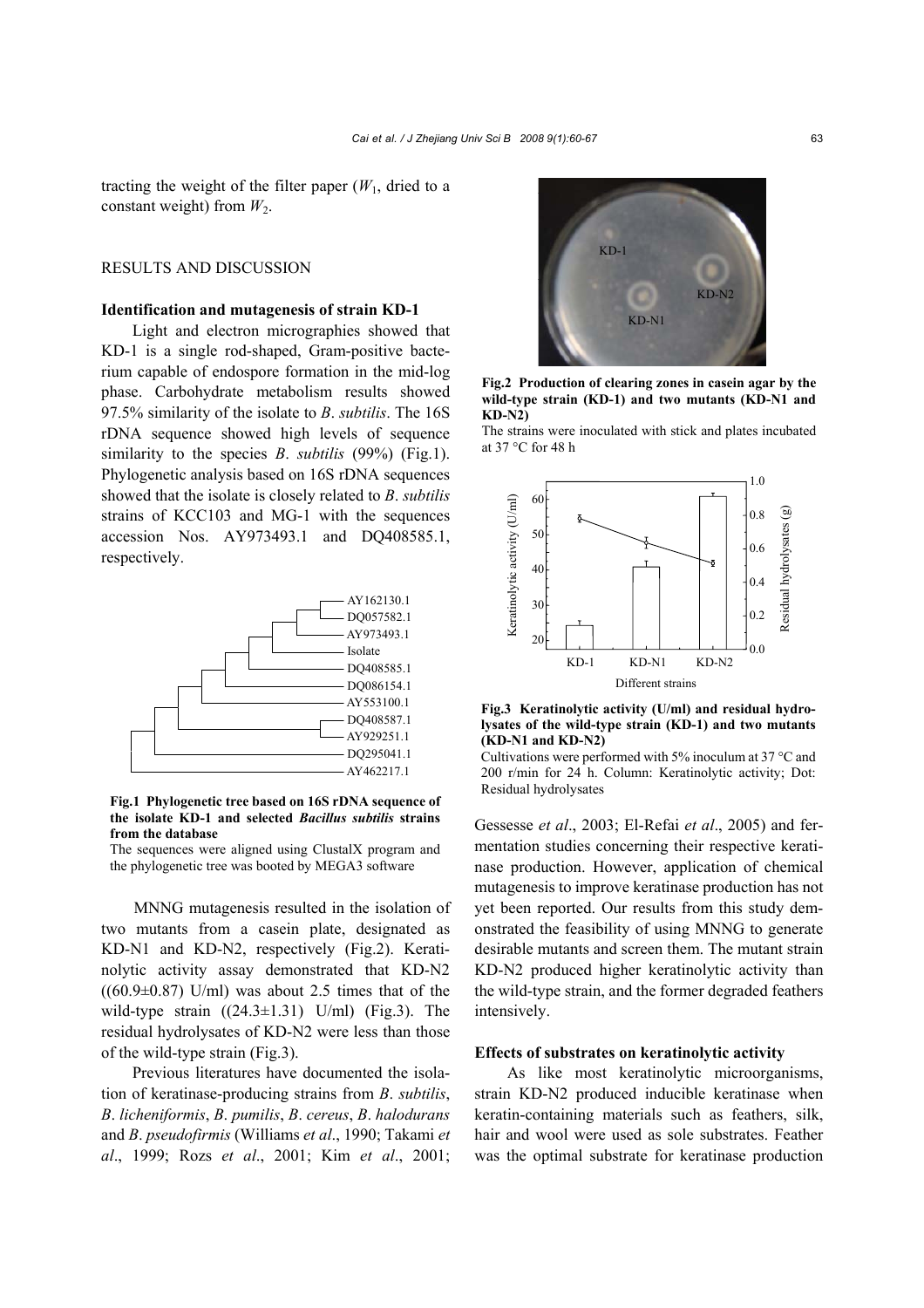tracting the weight of the filter paper ($W_1$, dried to a constant weight) from $W_2$.

## RESULTS AND DISCUSSION

### Identification and mutagenesis of strain KD-1

Light and electron micrographies showed that KD-1 is a single rod-shaped, Gram-positive bacterium capable of endospore formation in the mid-log phase. Carbohydrate metabolism results showed 97.5% similarity of the isolate to *B*. *subtilis*. The 16S rDNA sequence showed high levels of sequence similarity to the species *B*. *subtilis* (99%) (Fig.1). Phylogenetic analysis based on 16S rDNA sequences showed that the isolate is closely related to *B*. *subtilis* strains of KCC103 and MG-1 with the sequences accession Nos. AY973493.1 and DQ408585.1, respectively.

**Fig.1 Phylogenetic tree based on 16S rDNA sequence of the isolate KD-1 and selected *Bacillus subtilis* strains from the database**

The sequences were aligned using ClustalX program and the phylogenetic tree was booted by MEGA3 software

MNNG mutagenesis resulted in the isolation of two mutants from a casein plate, designated as KD-N1 and KD-N2, respectively (Fig.2). Keratinolytic activity assay demonstrated that KD-N2 ((60.9±0.87) U/ml) was about 2.5 times that of the wild-type strain ((24.3±1.31) U/ml) (Fig.3). The residual hydrolysates of KD-N2 were less than those of the wild-type strain (Fig.3).

Previous literatures have documented the isolation of keratinase-producing strains from *B*. *subtilis*, *B*. *licheniformis*, *B*. *pumilis*, *B*. *cereus*, *B*. *halodurans* and *B*. *pseudofirmis* (Williams *et al*., 1990; Takami *et al*., 1999; Rozs *et al*., 2001; Kim *et al*., 2001; Gessesse *et al*., 2003; El-Refai *et al*., 2005) and fermentation studies concerning their respective keratinase production. However, application of chemical mutagenesis to improve keratinase production has not yet been reported. Our results from this study demonstrated the feasibility of using MNNG to generate desirable mutants and screen them. The mutant strain KD-N2 produced higher keratinolytic activity than the wild-type strain, and the former degraded feathers intensively.

**Fig.2 Production of clearing zones in casein agar by the wild-type strain (KD-1) and two mutants (KD-N1 and KD-N2)**

The strains were inoculated with stick and plates incubated at 37 °C for 48 h

**Fig.3 Keratinolytic activity (U/ml) and residual hydrolysates of the wild-type strain (KD-1) and two mutants (KD-N1 and KD-N2)**

Cultivations were performed with 5% inoculum at 37 °C and 200 r/min for 24 h. Column: Keratinolytic activity; Dot: Residual hydrolysates

### Effects of substrates on keratinolytic activity

As like most keratinolytic microorganisms, strain KD-N2 produced inducible keratinase when keratin-containing materials such as feathers, silk, hair and wool were used as sole substrates. Feather was the optimal substrate for keratinase production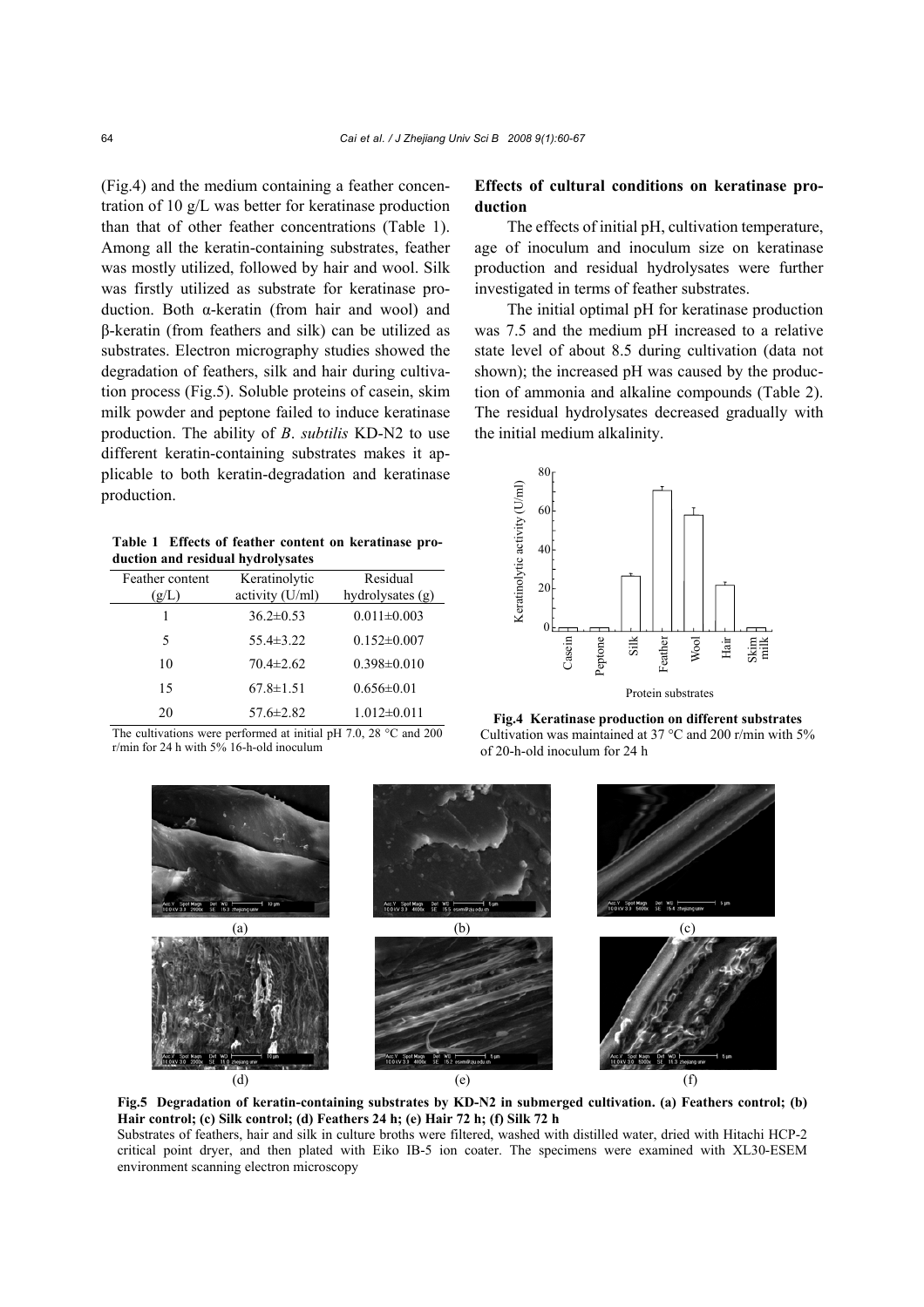(Fig.4) and the medium containing a feather concentration of 10 g/L was better for keratinase production than that of other feather concentrations (Table 1). Among all the keratin-containing substrates, feather was mostly utilized, followed by hair and wool. Silk was firstly utilized as substrate for keratinase production. Both α-keratin (from hair and wool) and β-keratin (from feathers and silk) can be utilized as substrates. Electron micrography studies showed the degradation of feathers, silk and hair during cultivation process (Fig.5). Soluble proteins of casein, skim milk powder and peptone failed to induce keratinase production. The ability of *B. subtilis* KD-N2 to use different keratin-containing substrates makes it applicable to both keratin-degradation and keratinase production.

**Table 1 Effects of feather content on keratinase production and residual hydrolysates**

| Feather content (g/L) | Keratinolytic activity (U/ml) | Residual hydrolysates (g) |
|---|---|---|
| 1 | 36.2±0.53 | 0.011±0.003 |
| 5 | 55.4±3.22 | 0.152±0.007 |
| 10 | 70.4±2.62 | 0.398±0.010 |
| 15 | 67.8±1.51 | 0.656±0.01 |
| 20 | 57.6±2.82 | 1.012±0.011 |

The cultivations were performed at initial pH 7.0, 28 °C and 200 r/min for 24 h with 5% 16-h-old inoculum

## Effects of cultural conditions on keratinase production

The effects of initial pH, cultivation temperature, age of inoculum and inoculum size on keratinase production and residual hydrolysates were further investigated in terms of feather substrates.

The initial optimal pH for keratinase production was 7.5 and the medium pH increased to a relative state level of about 8.5 during cultivation (data not shown); the increased pH was caused by the production of ammonia and alkaline compounds (Table 2). The residual hydrolysates decreased gradually with the initial medium alkalinity.

**Fig.4 Keratinase production on different substrates**
Cultivation was maintained at 37 °C and 200 r/min with 5% of 20-h-old inoculum for 24 h

**Fig.5 Degradation of keratin-containing substrates by KD-N2 in submerged cultivation. (a) Feathers control; (b) Hair control; (c) Silk control; (d) Feathers 24 h; (e) Hair 72 h; (f) Silk 72 h**
Substrates of feathers, hair and silk in culture broths were filtered, washed with distilled water, dried with Hitachi HCP-2 critical point dryer, and then plated with Eiko IB-5 ion coater. The specimens were examined with XL30-ESEM environment scanning electron microscopy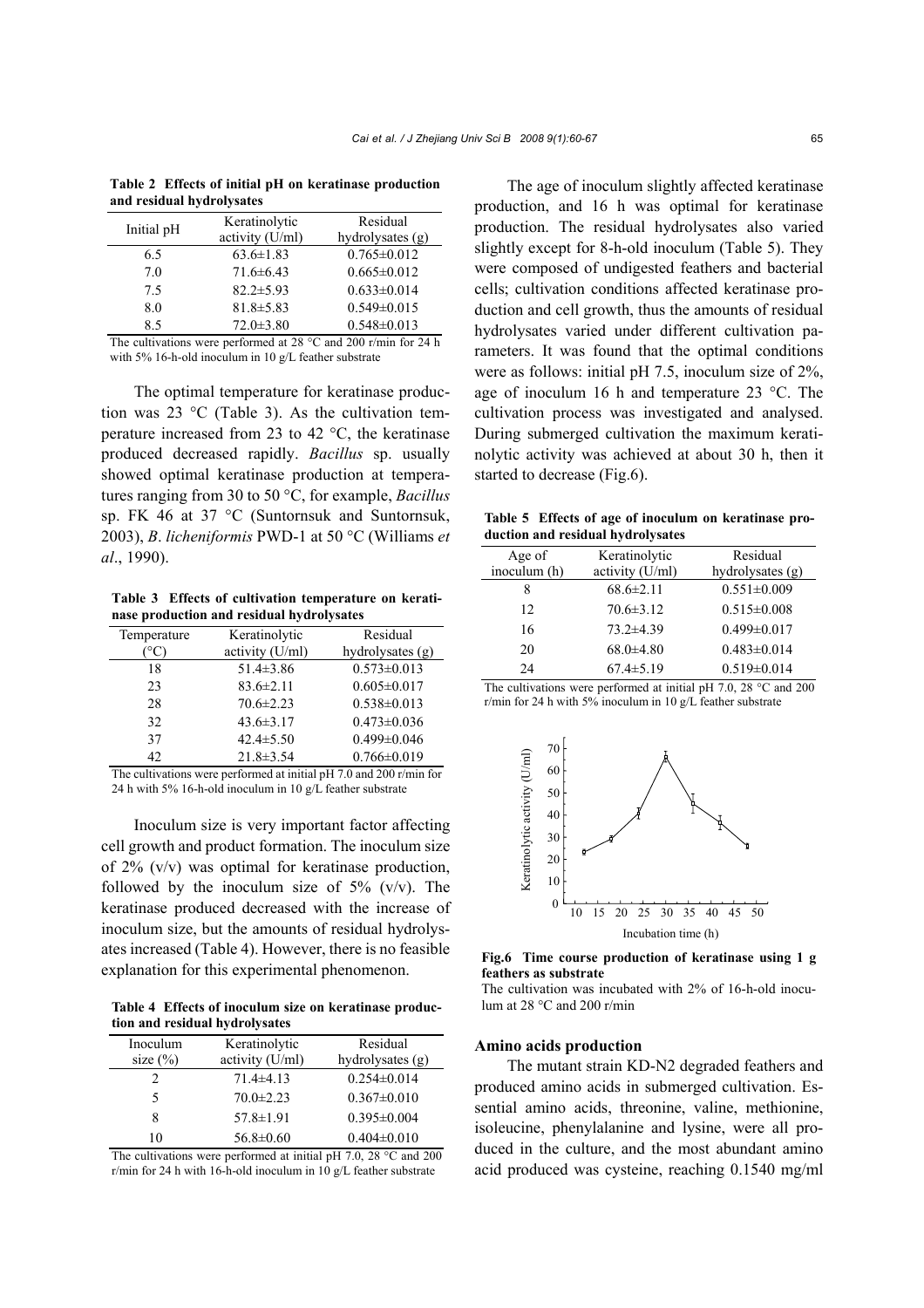**Table 2 Effects of initial pH on keratinase production and residual hydrolysates**

| Initial pH | Keratinolytic activity (U/ml) | Residual hydrolysates (g) |
|---|---|---|
| 6.5 | 63.6±1.83 | 0.765±0.012 |
| 7.0 | 71.6±6.43 | 0.665±0.012 |
| 7.5 | 82.2±5.93 | 0.633±0.014 |
| 8.0 | 81.8±5.83 | 0.549±0.015 |
| 8.5 | 72.0±3.80 | 0.548±0.013 |

The cultivations were performed at 28 °C and 200 r/min for 24 h with 5% 16-h-old inoculum in 10 g/L feather substrate

The optimal temperature for keratinase production was 23 °C (Table 3). As the cultivation temperature increased from 23 to 42 °C, the keratinase produced decreased rapidly. *Bacillus* sp. usually showed optimal keratinase production at temperatures ranging from 30 to 50 °C, for example, *Bacillus* sp. FK 46 at 37 °C (Suntornsuk and Suntornsuk, 2003), *B*. *licheniformis* PWD-1 at 50 °C (Williams *et al*., 1990).

**Table 3 Effects of cultivation temperature on keratinase production and residual hydrolysates**

| Temperature (°C) | Keratinolytic activity (U/ml) | Residual hydrolysates (g) |
|---|---|---|
| 18 | 51.4±3.86 | 0.573±0.013 |
| 23 | 83.6±2.11 | 0.605±0.017 |
| 28 | 70.6±2.23 | 0.538±0.013 |
| 32 | 43.6±3.17 | 0.473±0.036 |
| 37 | 42.4±5.50 | 0.499±0.046 |
| 42 | 21.8±3.54 | 0.766±0.019 |

The cultivations were performed at initial pH 7.0 and 200 r/min for 24 h with 5% 16-h-old inoculum in 10 g/L feather substrate

Inoculum size is very important factor affecting cell growth and product formation. The inoculum size of 2% (v/v) was optimal for keratinase production, followed by the inoculum size of 5% (v/v). The keratinase produced decreased with the increase of inoculum size, but the amounts of residual hydrolysates increased (Table 4). However, there is no feasible explanation for this experimental phenomenon.

**Table 4 Effects of inoculum size on keratinase production and residual hydrolysates**

| Inoculum size (%) | Keratinolytic activity (U/ml) | Residual hydrolysates (g) |
|---|---|---|
| 2 | 71.4±4.13 | 0.254±0.014 |
| 5 | 70.0±2.23 | 0.367±0.010 |
| 8 | 57.8±1.91 | 0.395±0.004 |
| 10 | 56.8±0.60 | 0.404±0.010 |

The cultivations were performed at initial pH 7.0, 28 °C and 200 r/min for 24 h with 16-h-old inoculum in 10 g/L feather substrate

The age of inoculum slightly affected keratinase production, and 16 h was optimal for keratinase production. The residual hydrolysates also varied slightly except for 8-h-old inoculum (Table 5). They were composed of undigested feathers and bacterial cells; cultivation conditions affected keratinase production and cell growth, thus the amounts of residual hydrolysates varied under different cultivation parameters. It was found that the optimal conditions were as follows: initial pH 7.5, inoculum size of 2%, age of inoculum 16 h and temperature 23 °C. The cultivation process was investigated and analysed. During submerged cultivation the maximum keratinolytic activity was achieved at about 30 h, then it started to decrease (Fig.6).

**Table 5 Effects of age of inoculum on keratinase production and residual hydrolysates**

| Age of inoculum (h) | Keratinolytic activity (U/ml) | Residual hydrolysates (g) |
|---|---|---|
| 8 | 68.6±2.11 | 0.551±0.009 |
| 12 | 70.6±3.12 | 0.515±0.008 |
| 16 | 73.2±4.39 | 0.499±0.017 |
| 20 | 68.0±4.80 | 0.483±0.014 |
| 24 | 67.4±5.19 | 0.519±0.014 |

The cultivations were performed at initial pH 7.0, 28 °C and 200 r/min for 24 h with 5% inoculum in 10 g/L feather substrate

**Fig.6 Time course production of keratinase using 1 g feathers as substrate**

The cultivation was incubated with 2% of 16-h-old inoculum at 28 °C and 200 r/min

### Amino acids production

The mutant strain KD-N2 degraded feathers and produced amino acids in submerged cultivation. Essential amino acids, threonine, valine, methionine, isoleucine, phenylalanine and lysine, were all produced in the culture, and the most abundant amino acid produced was cysteine, reaching 0.1540 mg/ml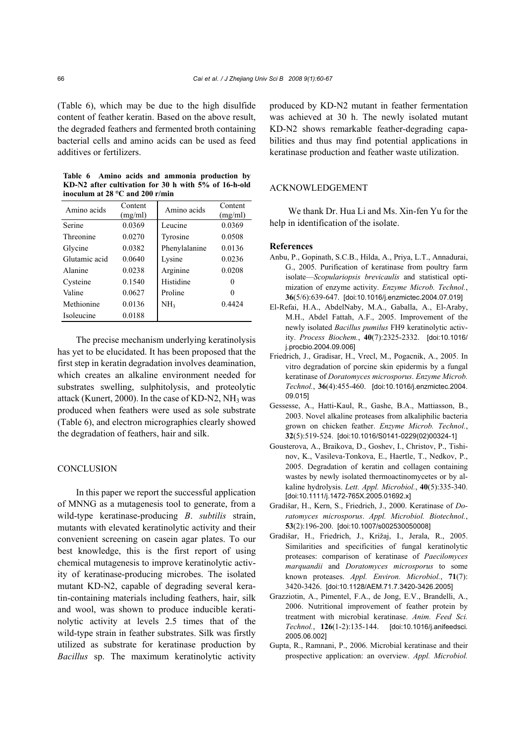(Table 6), which may be due to the high disulfide content of feather keratin. Based on the above result, the degraded feathers and fermented broth containing bacterial cells and amino acids can be used as feed additives or fertilizers.

**Table 6 Amino acids and ammonia production by KD-N2 after cultivation for 30 h with 5% of 16-h-old inoculum at 28 °C and 200 r/min**

| Amino acids | Content (mg/ml) | Amino acids | Content (mg/ml) |
|---|---|---|---|
| Serine | 0.0369 | Leucine | 0.0369 |
| Threonine | 0.0270 | Tyrosine | 0.0508 |
| Glycine | 0.0382 | Phenylalanine | 0.0136 |
| Glutamic acid | 0.0640 | Lysine | 0.0236 |
| Alanine | 0.0238 | Arginine | 0.0208 |
| Cysteine | 0.1540 | Histidine | 0 |
| Valine | 0.0627 | Proline | 0 |
| Methionine | 0.0136 | $NH_3$ | 0.4424 |
| Isoleucine | 0.0188 | | |

The precise mechanism underlying keratinolysis has yet to be elucidated. It has been proposed that the first step in keratin degradation involves deamination, which creates an alkaline environment needed for substrates swelling, sulphitolysis, and proteolytic attack (Kunert, 2000). In the case of KD-N2, $NH_3$ was produced when feathers were used as sole substrate (Table 6), and electron micrographies clearly showed the degradation of feathers, hair and silk.

## CONCLUSION

In this paper we report the successful application of MNNG as a mutagenesis tool to generate, from a wild-type keratinase-producing *B. subtilis* strain, mutants with elevated keratinolytic activity and their convenient screening on casein agar plates. To our best knowledge, this is the first report of using chemical mutagenesis to improve keratinolytic activity of keratinase-producing microbes. The isolated mutant KD-N2, capable of degrading several keratin-containing materials including feathers, hair, silk and wool, was shown to produce inducible keratinolytic activity at levels 2.5 times that of the wild-type strain in feather substrates. Silk was firstly utilized as substrate for keratinase production by *Bacillus* sp. The maximum keratinolytic activity produced by KD-N2 mutant in feather fermentation was achieved at 30 h. The newly isolated mutant KD-N2 shows remarkable feather-degrading capabilities and thus may find potential applications in keratinase production and feather waste utilization.

## ACKNOWLEDGEMENT

We thank Dr. Hua Li and Ms. Xin-fen Yu for the help in identification of the isolate.

## References

Anbu, P., Gopinath, S.C.B., Hilda, A., Priya, L.T., Annadurai, G., 2005. Purification of keratinase from poultry farm isolate—*Scopulariopsis brevicaulis* and statistical optimization of enzyme activity. *Enzyme Microb. Technol.*, **36**(5/6):639-647. [doi:10.1016/j.enzmictec.2004.07.019]

El-Refai, H.A., AbdelNaby, M.A., Gaballa, A., El-Araby, M.H., Abdel Fattah, A.F., 2005. Improvement of the newly isolated *Bacillus pumilus* FH9 keratinolytic activity. *Process Biochem.*, **40**(7):2325-2332. [doi:10.1016/j.procbio.2004.09.006]

Friedrich, J., Gradisar, H., Vrecl, M., Pogacnik, A., 2005. In vitro degradation of porcine skin epidermis by a fungal keratinase of *Doratomyces microsporus*. *Enzyme Microb. Technol.*, **36**(4):455-460. [doi:10.1016/j.enzmictec.2004.09.015]

Gessesse, A., Hatti-Kaul, R., Gashe, B.A., Mattiasson, B., 2003. Novel alkaline proteases from alkaliphilic bacteria grown on chicken feather. *Enzyme Microb. Technol.*, **32**(5):519-524. [doi:10.1016/S0141-0229(02)00324-1]

Gousterova, A., Braikova, D., Goshev, I., Christov, P., Tishinov, K., Vasileva-Tonkova, E., Haertle, T., Nedkov, P., 2005. Degradation of keratin and collagen containing wastes by newly isolated thermoactinomycetes or by alkaline hydrolysis. *Lett. Appl. Microbiol.*, **40**(5):335-340. [doi:10.1111/j.1472-765X.2005.01692.x]

Gradišar, H., Kern, S., Friedrich, J., 2000. Keratinase of *Doratomyces microsporus*. *Appl. Microbiol. Biotechnol.*, **53**(2):196-200. [doi:10.1007/s002530050008]

Gradišar, H., Friedrich, J., Križaj, I., Jerala, R., 2005. Similarities and specificities of fungal keratinolytic proteases: comparison of keratinase of *Paecilomyces marquandii* and *Doratomyces microsporus* to some known proteases. *Appl. Environ. Microbiol.*, **71**(7):3420-3426. [doi:10.1128/AEM.71.7.3420-3426.2005]

Grazziotin, A., Pimentel, F.A., de Jong, E.V., Brandelli, A., 2006. Nutritional improvement of feather protein by treatment with microbial keratinase. *Anim. Feed Sci. Technol.*, **126**(1-2):135-144. [doi:10.1016/j.anifeedsci.2005.06.002]

Gupta, R., Ramnani, P., 2006. Microbial keratinase and their prospective application: an overview. *Appl. Microbiol.*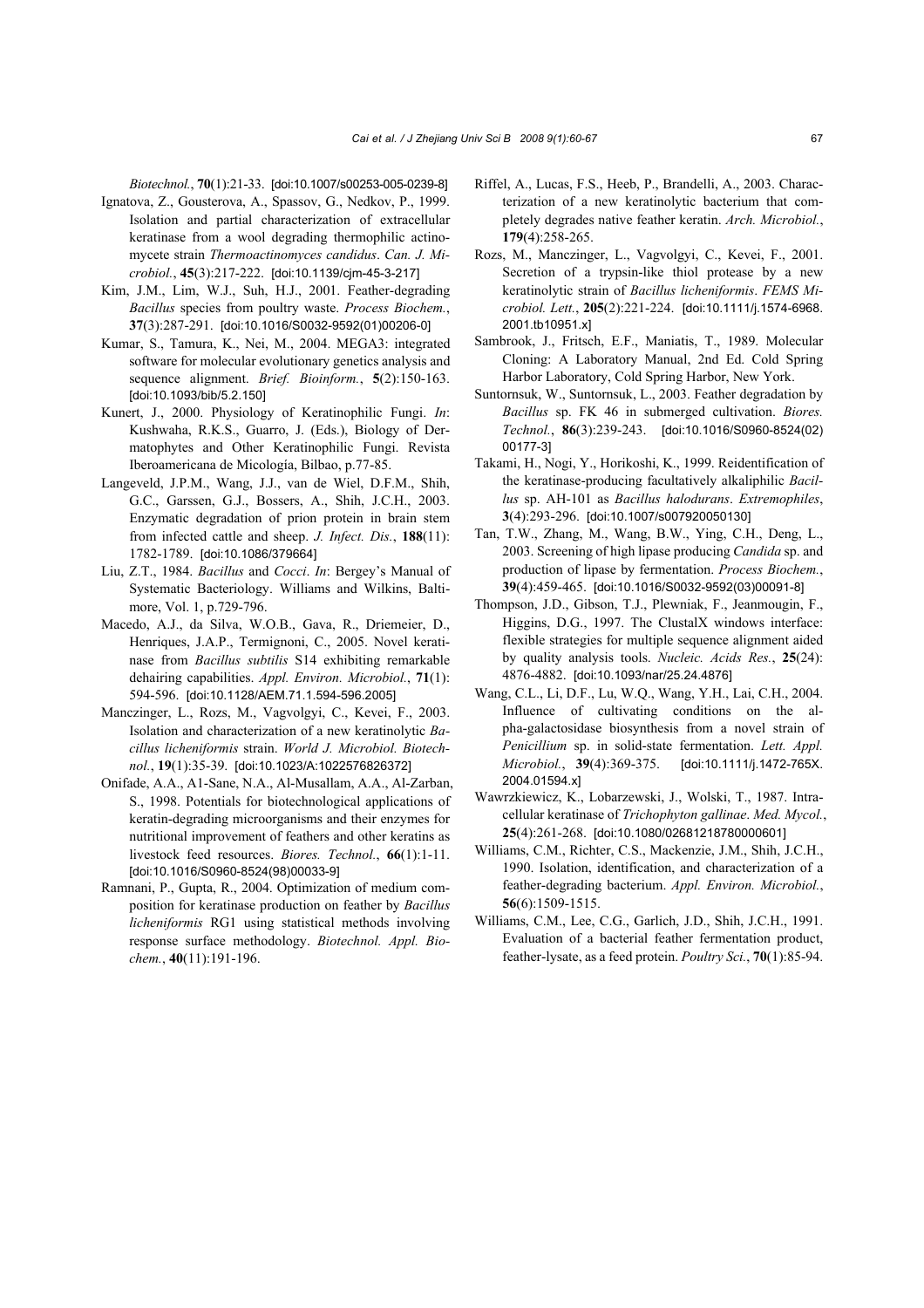*Biotechnol.*, **70**(1):21-33. [doi:10.1007/s00253-005-0239-8]

Ignatova, Z., Gousterova, A., Spassov, G., Nedkov, P., 1999. Isolation and partial characterization of extracellular keratinase from a wool degrading thermophilic actinomycete strain *Thermoactinomyces candidus*. *Can. J. Microbiol.*, **45**(3):217-222. [doi:10.1139/cjm-45-3-217]

Kim, J.M., Lim, W.J., Suh, H.J., 2001. Feather-degrading *Bacillus* species from poultry waste. *Process Biochem.*, **37**(3):287-291. [doi:10.1016/S0032-9592(01)00206-0]

Kumar, S., Tamura, K., Nei, M., 2004. MEGA3: integrated software for molecular evolutionary genetics analysis and sequence alignment. *Brief. Bioinform.*, **5**(2):150-163. [doi:10.1093/bib/5.2.150]

Kunert, J., 2000. Physiology of Keratinophilic Fungi. *In*: Kushwaha, R.K.S., Guarro, J. (Eds.), Biology of Dermatophytes and Other Keratinophilic Fungi. Revista Iberoamericana de Micología, Bilbao, p.77-85.

Langeveld, J.P.M., Wang, J.J., van de Wiel, D.F.M., Shih, G.C., Garssen, G.J., Bossers, A., Shih, J.C.H., 2003. Enzymatic degradation of prion protein in brain stem from infected cattle and sheep. *J. Infect. Dis.*, **188**(11): 1782-1789. [doi:10.1086/379664]

Liu, Z.T., 1984. *Bacillus* and *Cocci*. *In*: Bergey's Manual of Systematic Bacteriology. Williams and Wilkins, Baltimore, Vol. 1, p.729-796.

Macedo, A.J., da Silva, W.O.B., Gava, R., Driemeier, D., Henriques, J.A.P., Termignoni, C., 2005. Novel keratinase from *Bacillus subtilis* S14 exhibiting remarkable dehairing capabilities. *Appl. Environ. Microbiol.*, **71**(1): 594-596. [doi:10.1128/AEM.71.1.594-596.2005]

Manczinger, L., Rozs, M., Vagvolgyi, C., Kevei, F., 2003. Isolation and characterization of a new keratinolytic *Bacillus licheniformis* strain. *World J. Microbiol. Biotechnol.*, **19**(1):35-39. [doi:10.1023/A:1022576826372]

Onifade, A.A., A1-Sane, N.A., Al-Musallam, A.A., Al-Zarban, S., 1998. Potentials for biotechnological applications of keratin-degrading microorganisms and their enzymes for nutritional improvement of feathers and other keratins as livestock feed resources. *Biores. Technol.*, **66**(1):1-11. [doi:10.1016/S0960-8524(98)00033-9]

Ramnani, P., Gupta, R., 2004. Optimization of medium composition for keratinase production on feather by *Bacillus licheniformis* RG1 using statistical methods involving response surface methodology. *Biotechnol. Appl. Biochem.*, **40**(11):191-196.

Riffel, A., Lucas, F.S., Heeb, P., Brandelli, A., 2003. Characterization of a new keratinolytic bacterium that completely degrades native feather keratin. *Arch. Microbiol.*, **179**(4):258-265.

Rozs, M., Manczinger, L., Vagvolgyi, C., Kevei, F., 2001. Secretion of a trypsin-like thiol protease by a new keratinolytic strain of *Bacillus licheniformis*. *FEMS Microbiol. Lett.*, **205**(2):221-224. [doi:10.1111/j.1574-6968.2001.tb10951.x]

Sambrook, J., Fritsch, E.F., Maniatis, T., 1989. Molecular Cloning: A Laboratory Manual, 2nd Ed. Cold Spring Harbor Laboratory, Cold Spring Harbor, New York.

Suntornsuk, W., Suntornsuk, L., 2003. Feather degradation by *Bacillus* sp. FK 46 in submerged cultivation. *Biores. Technol.*, **86**(3):239-243. [doi:10.1016/S0960-8524(02)00177-3]

Takami, H., Nogi, Y., Horikoshi, K., 1999. Reidentification of the keratinase-producing facultatively alkaliphilic *Bacillus* sp. AH-101 as *Bacillus halodurans*. *Extremophiles*, **3**(4):293-296. [doi:10.1007/s007920050130]

Tan, T.W., Zhang, M., Wang, B.W., Ying, C.H., Deng, L., 2003. Screening of high lipase producing *Candida* sp. and production of lipase by fermentation. *Process Biochem.*, **39**(4):459-465. [doi:10.1016/S0032-9592(03)00091-8]

Thompson, J.D., Gibson, T.J., Plewniak, F., Jeanmougin, F., Higgins, D.G., 1997. The ClustalX windows interface: flexible strategies for multiple sequence alignment aided by quality analysis tools. *Nucleic. Acids Res.*, **25**(24): 4876-4882. [doi:10.1093/nar/25.24.4876]

Wang, C.L., Li, D.F., Lu, W.Q., Wang, Y.H., Lai, C.H., 2004. Influence of cultivating conditions on the alpha-galactosidase biosynthesis from a novel strain of *Penicillium* sp. in solid-state fermentation. *Lett. Appl. Microbiol.*, **39**(4):369-375. [doi:10.1111/j.1472-765X.2004.01594.x]

Wawrzkiewicz, K., Lobarzewski, J., Wolski, T., 1987. Intracellular keratinase of *Trichophyton gallinae*. *Med. Mycol.*, **25**(4):261-268. [doi:10.1080/02681218780000601]

Williams, C.M., Richter, C.S., Mackenzie, J.M., Shih, J.C.H., 1990. Isolation, identification, and characterization of a feather-degrading bacterium. *Appl. Environ. Microbiol.*, **56**(6):1509-1515.

Williams, C.M., Lee, C.G., Garlich, J.D., Shih, J.C.H., 1991. Evaluation of a bacterial feather fermentation product, feather-lysate, as a feed protein. *Poultry Sci.*, **70**(1):85-94.